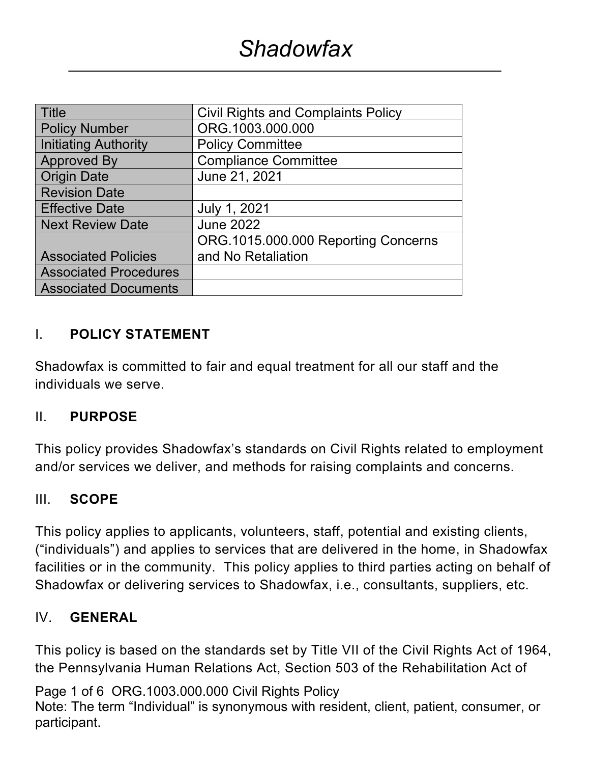# Shadowfax

| Title | Civil Rights and Complaints Policy |
|---|---|
| Policy Number | ORG.1003.000.000 |
| Initiating Authority | Policy Committee |
| Approved By | Compliance Committee |
| Origin Date | June 21, 2021 |
| Revision Date | |
| Effective Date | July 1, 2021 |
| Next Review Date | June 2022 |
| Associated Policies | ORG.1015.000.000 Reporting Concerns and No Retaliation |
| Associated Procedures | |
| Associated Documents | |

## I. POLICY STATEMENT

Shadowfax is committed to fair and equal treatment for all our staff and the individuals we serve.

## II. PURPOSE

This policy provides Shadowfax's standards on Civil Rights related to employment and/or services we deliver, and methods for raising complaints and concerns.

## III. SCOPE

This policy applies to applicants, volunteers, staff, potential and existing clients, ("individuals") and applies to services that are delivered in the home, in Shadowfax facilities or in the community. This policy applies to third parties acting on behalf of Shadowfax or delivering services to Shadowfax, i.e., consultants, suppliers, etc.

## IV. GENERAL

This policy is based on the standards set by Title VII of the Civil Rights Act of 1964, the Pennsylvania Human Relations Act, Section 503 of the Rehabilitation Act of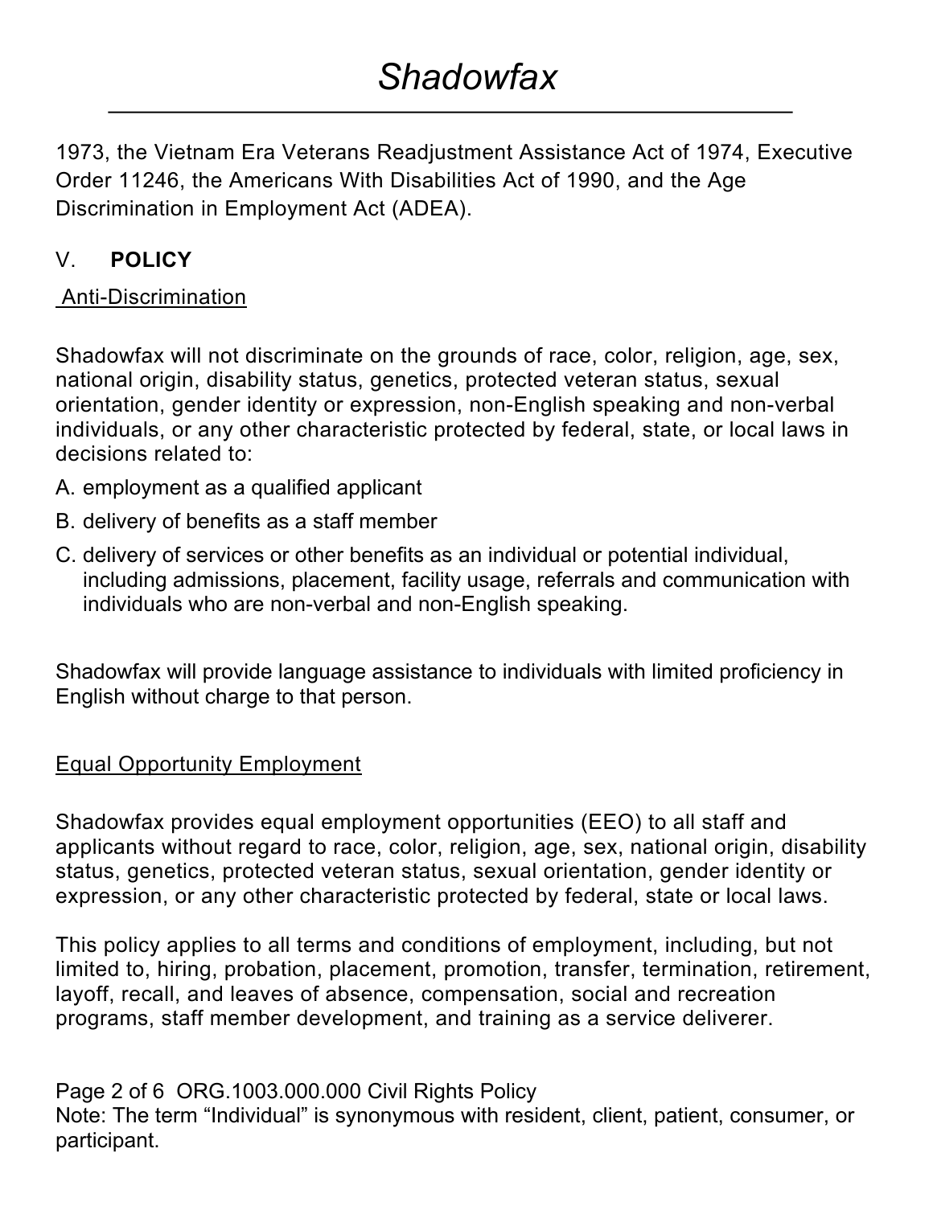1973, the Vietnam Era Veterans Readjustment Assistance Act of 1974, Executive Order 11246, the Americans With Disabilities Act of 1990, and the Age Discrimination in Employment Act (ADEA).

## V. **POLICY**

Anti-Discrimination

Shadowfax will not discriminate on the grounds of race, color, religion, age, sex, national origin, disability status, genetics, protected veteran status, sexual orientation, gender identity or expression, non-English speaking and non-verbal individuals, or any other characteristic protected by federal, state, or local laws in decisions related to:

A. employment as a qualified applicant
B. delivery of benefits as a staff member
C. delivery of services or other benefits as an individual or potential individual, including admissions, placement, facility usage, referrals and communication with individuals who are non-verbal and non-English speaking.

Shadowfax will provide language assistance to individuals with limited proficiency in English without charge to that person.

Equal Opportunity Employment

Shadowfax provides equal employment opportunities (EEO) to all staff and applicants without regard to race, color, religion, age, sex, national origin, disability status, genetics, protected veteran status, sexual orientation, gender identity or expression, or any other characteristic protected by federal, state or local laws.

This policy applies to all terms and conditions of employment, including, but not limited to, hiring, probation, placement, promotion, transfer, termination, retirement, layoff, recall, and leaves of absence, compensation, social and recreation programs, staff member development, and training as a service deliverer.

Note: The term "Individual" is synonymous with resident, client, patient, consumer, or participant.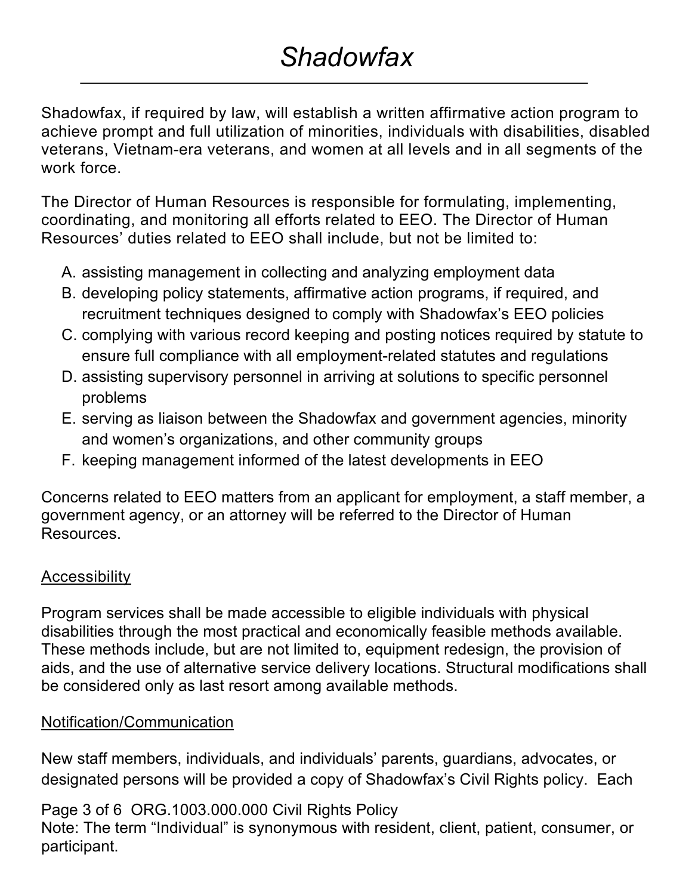Shadowfax, if required by law, will establish a written affirmative action program to achieve prompt and full utilization of minorities, individuals with disabilities, disabled veterans, Vietnam-era veterans, and women at all levels and in all segments of the work force.

The Director of Human Resources is responsible for formulating, implementing, coordinating, and monitoring all efforts related to EEO. The Director of Human Resources' duties related to EEO shall include, but not be limited to:

A. assisting management in collecting and analyzing employment data
B. developing policy statements, affirmative action programs, if required, and recruitment techniques designed to comply with Shadowfax's EEO policies
C. complying with various record keeping and posting notices required by statute to ensure full compliance with all employment-related statutes and regulations
D. assisting supervisory personnel in arriving at solutions to specific personnel problems
E. serving as liaison between the Shadowfax and government agencies, minority and women's organizations, and other community groups
F. keeping management informed of the latest developments in EEO

Concerns related to EEO matters from an applicant for employment, a staff member, a government agency, or an attorney will be referred to the Director of Human Resources.

## Accessibility

Program services shall be made accessible to eligible individuals with physical disabilities through the most practical and economically feasible methods available. These methods include, but are not limited to, equipment redesign, the provision of aids, and the use of alternative service delivery locations. Structural modifications shall be considered only as last resort among available methods.

## Notification/Communication

New staff members, individuals, and individuals' parents, guardians, advocates, or designated persons will be provided a copy of Shadowfax's Civil Rights policy. Each

Note: The term "Individual" is synonymous with resident, client, patient, consumer, or participant.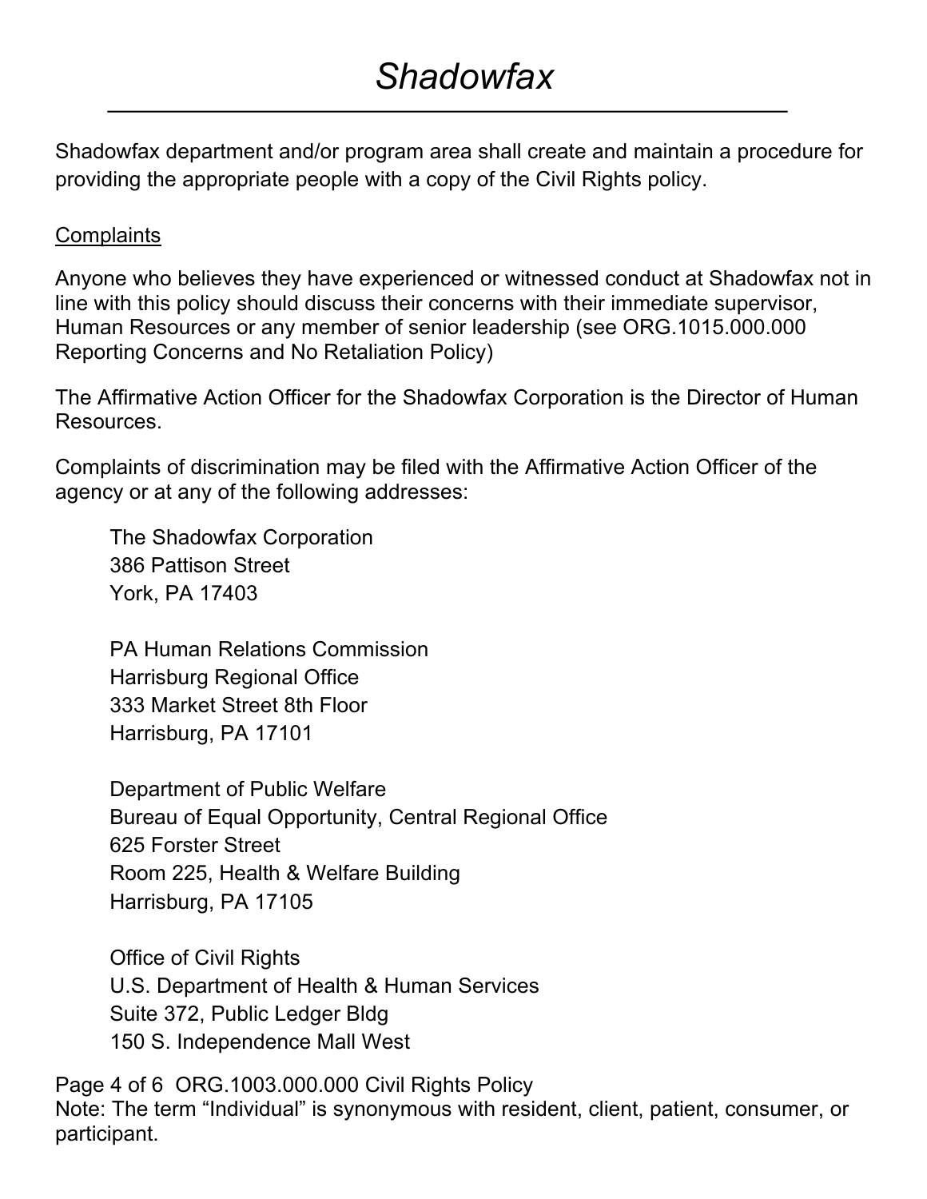Shadowfax department and/or program area shall create and maintain a procedure for providing the appropriate people with a copy of the Civil Rights policy.

Complaints

Anyone who believes they have experienced or witnessed conduct at Shadowfax not in line with this policy should discuss their concerns with their immediate supervisor, Human Resources or any member of senior leadership (see ORG.1015.000.000 Reporting Concerns and No Retaliation Policy)

The Affirmative Action Officer for the Shadowfax Corporation is the Director of Human Resources.

Complaints of discrimination may be filed with the Affirmative Action Officer of the agency or at any of the following addresses:

> The Shadowfax Corporation
> 386 Pattison Street
> York, PA 17403
>
> PA Human Relations Commission
> Harrisburg Regional Office
> 333 Market Street 8th Floor
> Harrisburg, PA 17101
>
> Department of Public Welfare
> Bureau of Equal Opportunity, Central Regional Office
> 625 Forster Street
> Room 225, Health & Welfare Building
> Harrisburg, PA 17105
>
> Office of Civil Rights
> U.S. Department of Health & Human Services
> Suite 372, Public Ledger Bldg
> 150 S. Independence Mall West

Note: The term "Individual" is synonymous with resident, client, patient, consumer, or participant.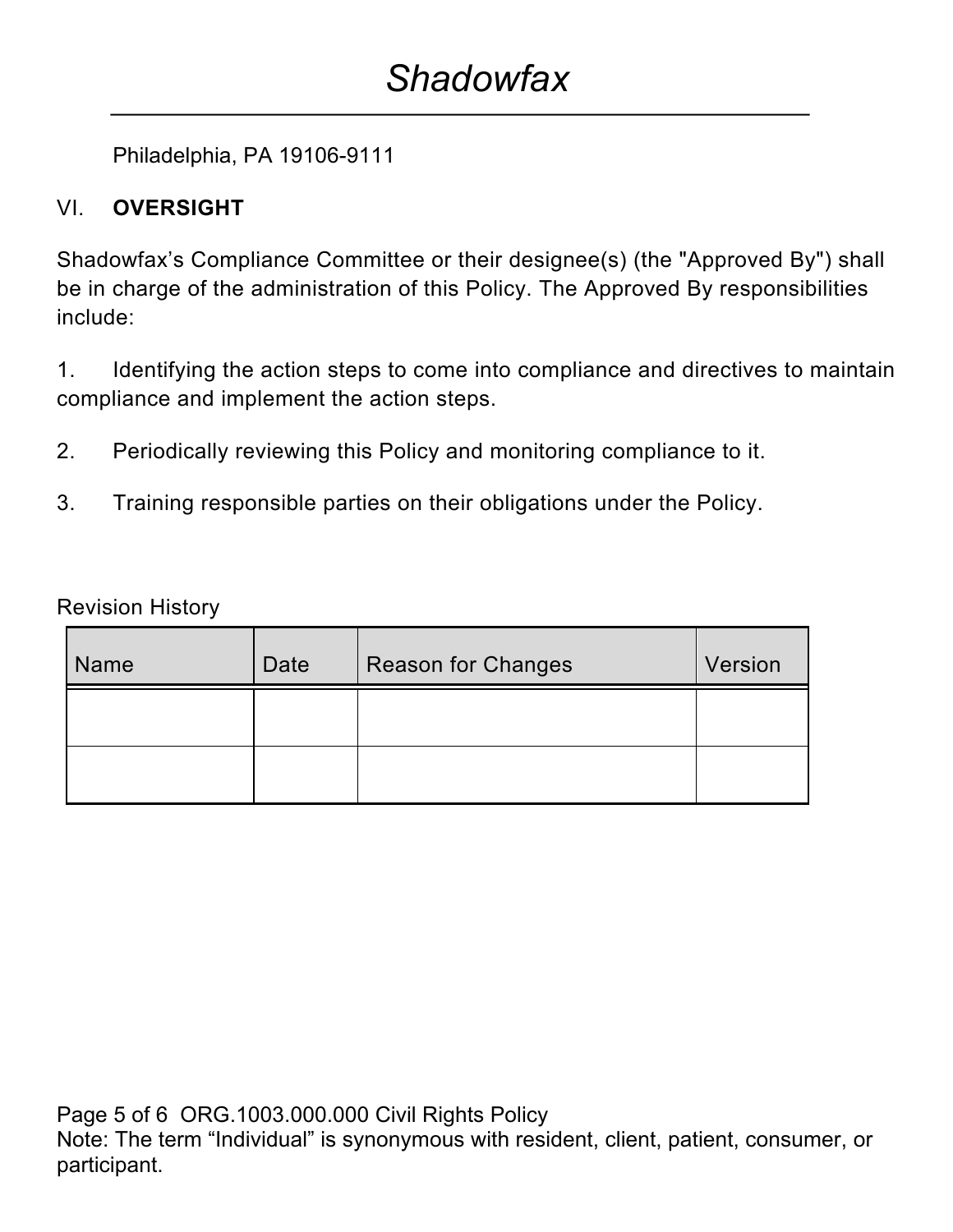Philadelphia, PA 19106-9111

## VI. OVERSIGHT

Shadowfax's Compliance Committee or their designee(s) (the "Approved By") shall be in charge of the administration of this Policy. The Approved By responsibilities include:

1. Identifying the action steps to come into compliance and directives to maintain compliance and implement the action steps.

2. Periodically reviewing this Policy and monitoring compliance to it.

3. Training responsible parties on their obligations under the Policy.

Revision History

| Name | Date | Reason for Changes | Version |
|---|---|---|---|
| | | | |
| | | | |

Note: The term "Individual" is synonymous with resident, client, patient, consumer, or participant.